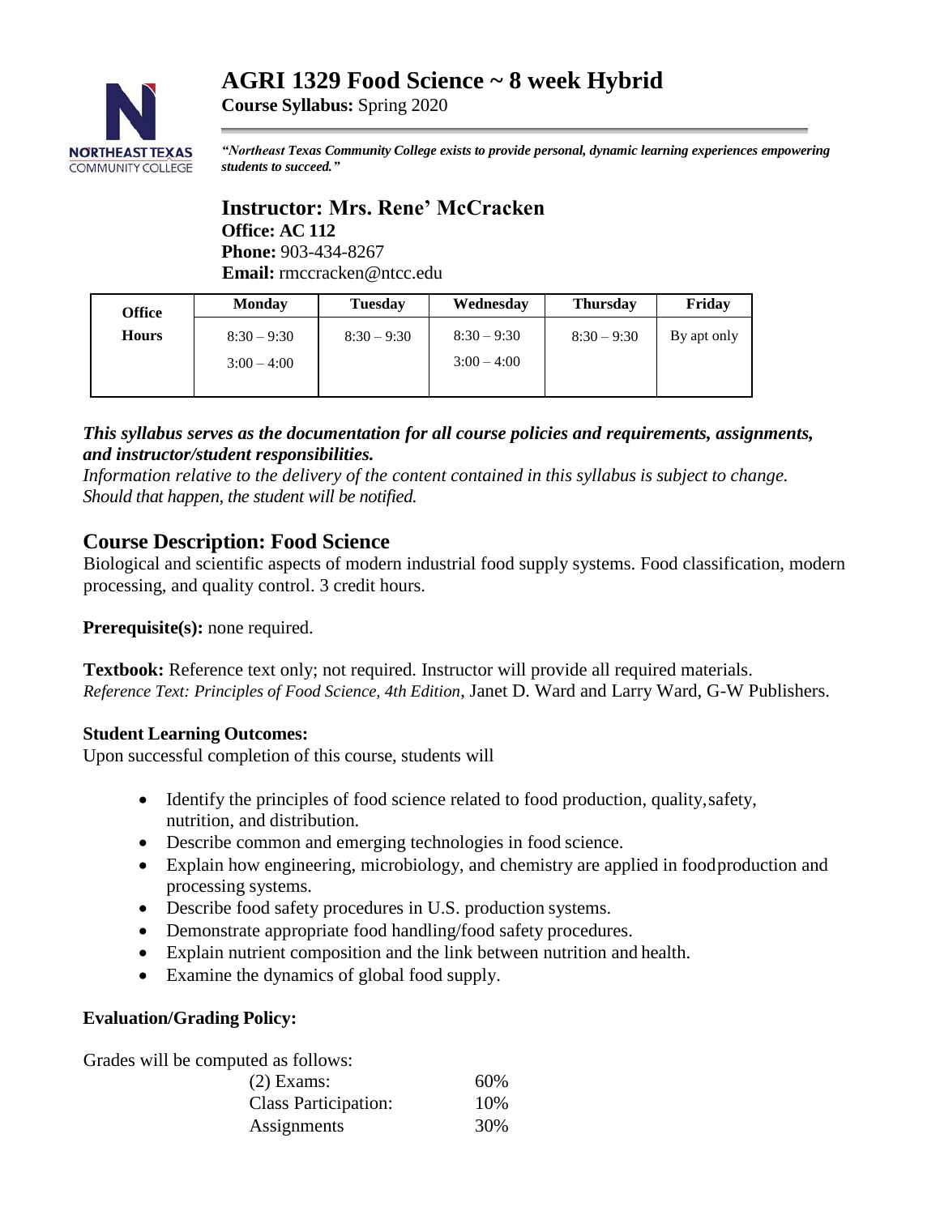# AGRI 1329 Food Science ~ 8 week Hybrid

**Course Syllabus:** Spring 2020

***"Northeast Texas Community College exists to provide personal, dynamic learning experiences empowering students to succeed."***

## Instructor: Mrs. Rene' McCracken

**Office: AC 112**
**Phone:** 903-434-8267
**Email:** rmccracken@ntcc.edu

| Office Hours | Monday | Tuesday | Wednesday | Thursday | Friday |
|---|---|---|---|---|---|
| | 8:30 – 9:30<br>3:00 – 4:00 | 8:30 – 9:30 | 8:30 – 9:30<br>3:00 – 4:00 | 8:30 – 9:30 | By apt only |

***This syllabus serves as the documentation for all course policies and requirements, assignments, and instructor/student responsibilities.***

*Information relative to the delivery of the content contained in this syllabus is subject to change. Should that happen, the student will be notified.*

## Course Description: Food Science

Biological and scientific aspects of modern industrial food supply systems. Food classification, modern processing, and quality control. 3 credit hours.

**Prerequisite(s):** none required.

**Textbook:** Reference text only; not required. Instructor will provide all required materials.
*Reference Text: Principles of Food Science, 4th Edition*, Janet D. Ward and Larry Ward, G-W Publishers.

### Student Learning Outcomes:

Upon successful completion of this course, students will

- Identify the principles of food science related to food production, quality, safety, nutrition, and distribution.
- Describe common and emerging technologies in food science.
- Explain how engineering, microbiology, and chemistry are applied in food production and processing systems.
- Describe food safety procedures in U.S. production systems.
- Demonstrate appropriate food handling/food safety procedures.
- Explain nutrient composition and the link between nutrition and health.
- Examine the dynamics of global food supply.

### Evaluation/Grading Policy:

Grades will be computed as follows:

| | |
|---|---|
| (2) Exams: | 60% |
| Class Participation: | 10% |
| Assignments | 30% |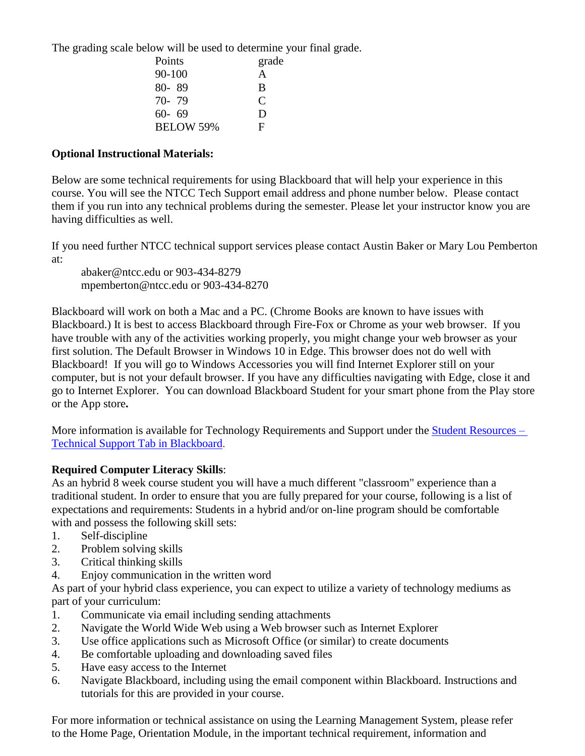The grading scale below will be used to determine your final grade.

| Points | grade |
|---|---|
| 90-100 | A |
| 80- 89 | B |
| 70- 79 | C |
| 60- 69 | D |
| BELOW 59% | F |

**Optional Instructional Materials:**

Below are some technical requirements for using Blackboard that will help your experience in this course. You will see the NTCC Tech Support email address and phone number below. Please contact them if you run into any technical problems during the semester. Please let your instructor know you are having difficulties as well.

If you need further NTCC technical support services please contact Austin Baker or Mary Lou Pemberton at:

abaker@ntcc.edu or 903-434-8279
mpemberton@ntcc.edu or 903-434-8270

Blackboard will work on both a Mac and a PC. (Chrome Books are known to have issues with Blackboard.) It is best to access Blackboard through Fire-Fox or Chrome as your web browser. If you have trouble with any of the activities working properly, you might change your web browser as your first solution. The Default Browser in Windows 10 in Edge. This browser does not do well with Blackboard! If you will go to Windows Accessories you will find Internet Explorer still on your computer, but is not your default browser. If you have any difficulties navigating with Edge, close it and go to Internet Explorer. You can download Blackboard Student for your smart phone from the Play store or the App store**.**

More information is available for Technology Requirements and Support under the Student Resources – Technical Support Tab in Blackboard.

**Required Computer Literacy Skills**:
As an hybrid 8 week course student you will have a much different "classroom" experience than a traditional student. In order to ensure that you are fully prepared for your course, following is a list of expectations and requirements: Students in a hybrid and/or on-line program should be comfortable with and possess the following skill sets:

1. Self-discipline
2. Problem solving skills
3. Critical thinking skills
4. Enjoy communication in the written word

As part of your hybrid class experience, you can expect to utilize a variety of technology mediums as part of your curriculum:

1. Communicate via email including sending attachments
2. Navigate the World Wide Web using a Web browser such as Internet Explorer
3. Use office applications such as Microsoft Office (or similar) to create documents
4. Be comfortable uploading and downloading saved files
5. Have easy access to the Internet
6. Navigate Blackboard, including using the email component within Blackboard. Instructions and tutorials for this are provided in your course.

For more information or technical assistance on using the Learning Management System, please refer to the Home Page, Orientation Module, in the important technical requirement, information and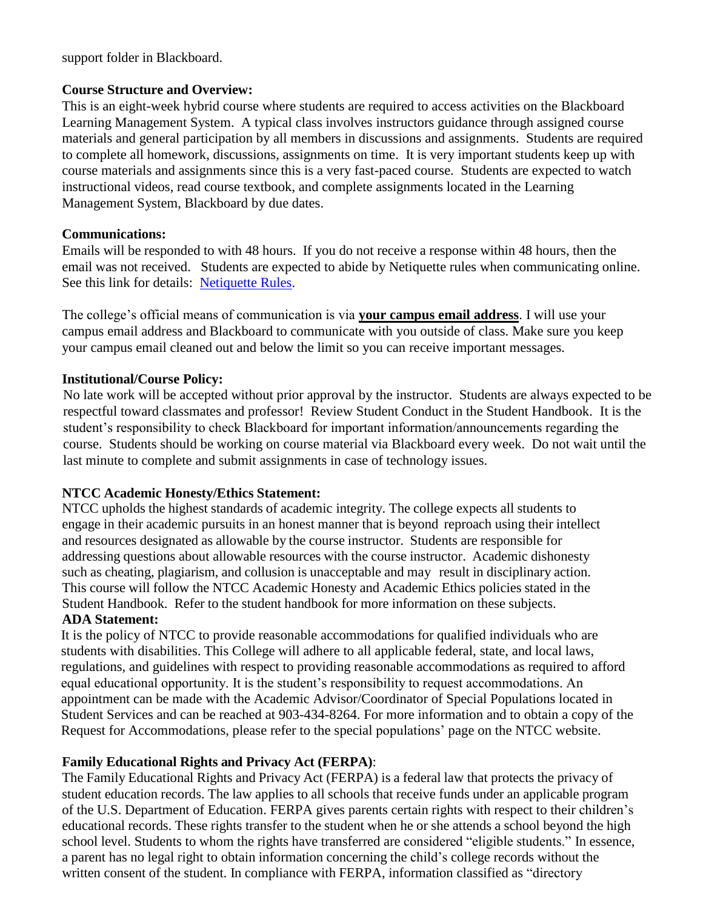support folder in Blackboard.

**Course Structure and Overview:**

This is an eight-week hybrid course where students are required to access activities on the Blackboard Learning Management System. A typical class involves instructors guidance through assigned course materials and general participation by all members in discussions and assignments. Students are required to complete all homework, discussions, assignments on time. It is very important students keep up with course materials and assignments since this is a very fast-paced course. Students are expected to watch instructional videos, read course textbook, and complete assignments located in the Learning Management System, Blackboard by due dates.

**Communications:**

Emails will be responded to with 48 hours. If you do not receive a response within 48 hours, then the email was not received. Students are expected to abide by Netiquette rules when communicating online. See this link for details: Netiquette Rules.

The college's official means of communication is via **your campus email address**. I will use your campus email address and Blackboard to communicate with you outside of class. Make sure you keep your campus email cleaned out and below the limit so you can receive important messages.

**Institutional/Course Policy:**

No late work will be accepted without prior approval by the instructor. Students are always expected to be respectful toward classmates and professor! Review Student Conduct in the Student Handbook. It is the student's responsibility to check Blackboard for important information/announcements regarding the course. Students should be working on course material via Blackboard every week. Do not wait until the last minute to complete and submit assignments in case of technology issues.

**NTCC Academic Honesty/Ethics Statement:**

NTCC upholds the highest standards of academic integrity. The college expects all students to engage in their academic pursuits in an honest manner that is beyond reproach using their intellect and resources designated as allowable by the course instructor. Students are responsible for addressing questions about allowable resources with the course instructor. Academic dishonesty such as cheating, plagiarism, and collusion is unacceptable and may result in disciplinary action. This course will follow the NTCC Academic Honesty and Academic Ethics policies stated in the Student Handbook. Refer to the student handbook for more information on these subjects.

**ADA Statement:**

It is the policy of NTCC to provide reasonable accommodations for qualified individuals who are students with disabilities. This College will adhere to all applicable federal, state, and local laws, regulations, and guidelines with respect to providing reasonable accommodations as required to afford equal educational opportunity. It is the student's responsibility to request accommodations. An appointment can be made with the Academic Advisor/Coordinator of Special Populations located in Student Services and can be reached at 903-434-8264. For more information and to obtain a copy of the Request for Accommodations, please refer to the special populations' page on the NTCC website.

**Family Educational Rights and Privacy Act (FERPA)**:

The Family Educational Rights and Privacy Act (FERPA) is a federal law that protects the privacy of student education records. The law applies to all schools that receive funds under an applicable program of the U.S. Department of Education. FERPA gives parents certain rights with respect to their children's educational records. These rights transfer to the student when he or she attends a school beyond the high school level. Students to whom the rights have transferred are considered "eligible students." In essence, a parent has no legal right to obtain information concerning the child's college records without the written consent of the student. In compliance with FERPA, information classified as "directory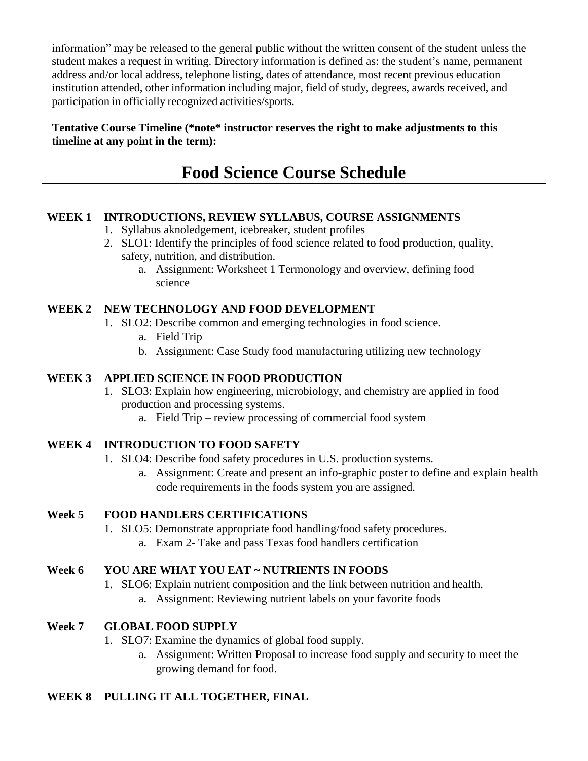information" may be released to the general public without the written consent of the student unless the student makes a request in writing. Directory information is defined as: the student's name, permanent address and/or local address, telephone listing, dates of attendance, most recent previous education institution attended, other information including major, field of study, degrees, awards received, and participation in officially recognized activities/sports.

**Tentative Course Timeline (*note* instructor reserves the right to make adjustments to this timeline at any point in the term):**

# Food Science Course Schedule

### WEEK 1 INTRODUCTIONS, REVIEW SYLLABUS, COURSE ASSIGNMENTS

1. Syllabus aknoledgement, icebreaker, student profiles
2. SLO1: Identify the principles of food science related to food production, quality, safety, nutrition, and distribution.
   a. Assignment: Worksheet 1 Termonology and overview, defining food science

### WEEK 2 NEW TECHNOLOGY AND FOOD DEVELOPMENT

1. SLO2: Describe common and emerging technologies in food science.
   a. Field Trip
   b. Assignment: Case Study food manufacturing utilizing new technology

### WEEK 3 APPLIED SCIENCE IN FOOD PRODUCTION

1. SLO3: Explain how engineering, microbiology, and chemistry are applied in food production and processing systems.
   a. Field Trip – review processing of commercial food system

### WEEK 4 INTRODUCTION TO FOOD SAFETY

1. SLO4: Describe food safety procedures in U.S. production systems.
   a. Assignment: Create and present an info-graphic poster to define and explain health code requirements in the foods system you are assigned.

### Week 5 FOOD HANDLERS CERTIFICATIONS

1. SLO5: Demonstrate appropriate food handling/food safety procedures.
   a. Exam 2- Take and pass Texas food handlers certification

### Week 6 YOU ARE WHAT YOU EAT ~ NUTRIENTS IN FOODS

1. SLO6: Explain nutrient composition and the link between nutrition and health.
   a. Assignment: Reviewing nutrient labels on your favorite foods

### Week 7 GLOBAL FOOD SUPPLY

1. SLO7: Examine the dynamics of global food supply.
   a. Assignment: Written Proposal to increase food supply and security to meet the growing demand for food.

### WEEK 8 PULLING IT ALL TOGETHER, FINAL